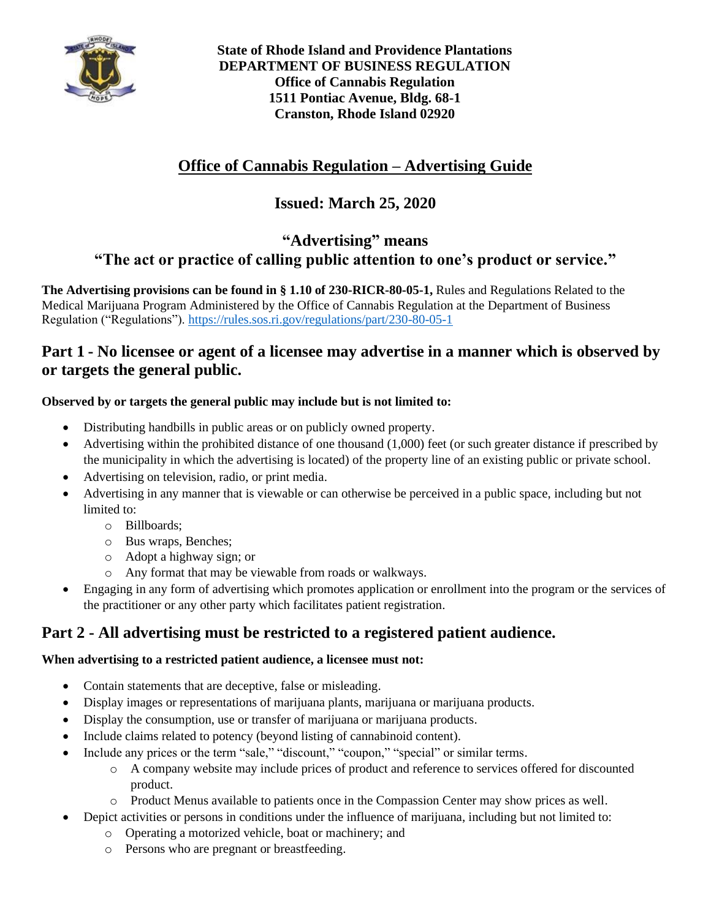**State of Rhode Island and Providence Plantations**
**DEPARTMENT OF BUSINESS REGULATION**
**Office of Cannabis Regulation**
**1511 Pontiac Avenue, Bldg. 68-1**
**Cranston, Rhode Island 02920**

# Office of Cannabis Regulation – Advertising Guide

## Issued: March 25, 2020

## "Advertising" means "The act or practice of calling public attention to one's product or service."

**The Advertising provisions can be found in § 1.10 of 230-RICR-80-05-1,** Rules and Regulations Related to the Medical Marijuana Program Administered by the Office of Cannabis Regulation at the Department of Business Regulation ("Regulations"). https://rules.sos.ri.gov/regulations/part/230-80-05-1

## Part 1 - No licensee or agent of a licensee may advertise in a manner which is observed by or targets the general public.

**Observed by or targets the general public may include but is not limited to:**

- Distributing handbills in public areas or on publicly owned property.
- Advertising within the prohibited distance of one thousand (1,000) feet (or such greater distance if prescribed by the municipality in which the advertising is located) of the property line of an existing public or private school.
- Advertising on television, radio, or print media.
- Advertising in any manner that is viewable or can otherwise be perceived in a public space, including but not limited to:
  - Billboards;
  - Bus wraps, Benches;
  - Adopt a highway sign; or
  - Any format that may be viewable from roads or walkways.
- Engaging in any form of advertising which promotes application or enrollment into the program or the services of the practitioner or any other party which facilitates patient registration.

## Part 2 - All advertising must be restricted to a registered patient audience.

**When advertising to a restricted patient audience, a licensee must not:**

- Contain statements that are deceptive, false or misleading.
- Display images or representations of marijuana plants, marijuana or marijuana products.
- Display the consumption, use or transfer of marijuana or marijuana products.
- Include claims related to potency (beyond listing of cannabinoid content).
- Include any prices or the term "sale," "discount," "coupon," "special" or similar terms.
  - A company website may include prices of product and reference to services offered for discounted product.
  - Product Menus available to patients once in the Compassion Center may show prices as well.
- Depict activities or persons in conditions under the influence of marijuana, including but not limited to:
  - Operating a motorized vehicle, boat or machinery; and
  - Persons who are pregnant or breastfeeding.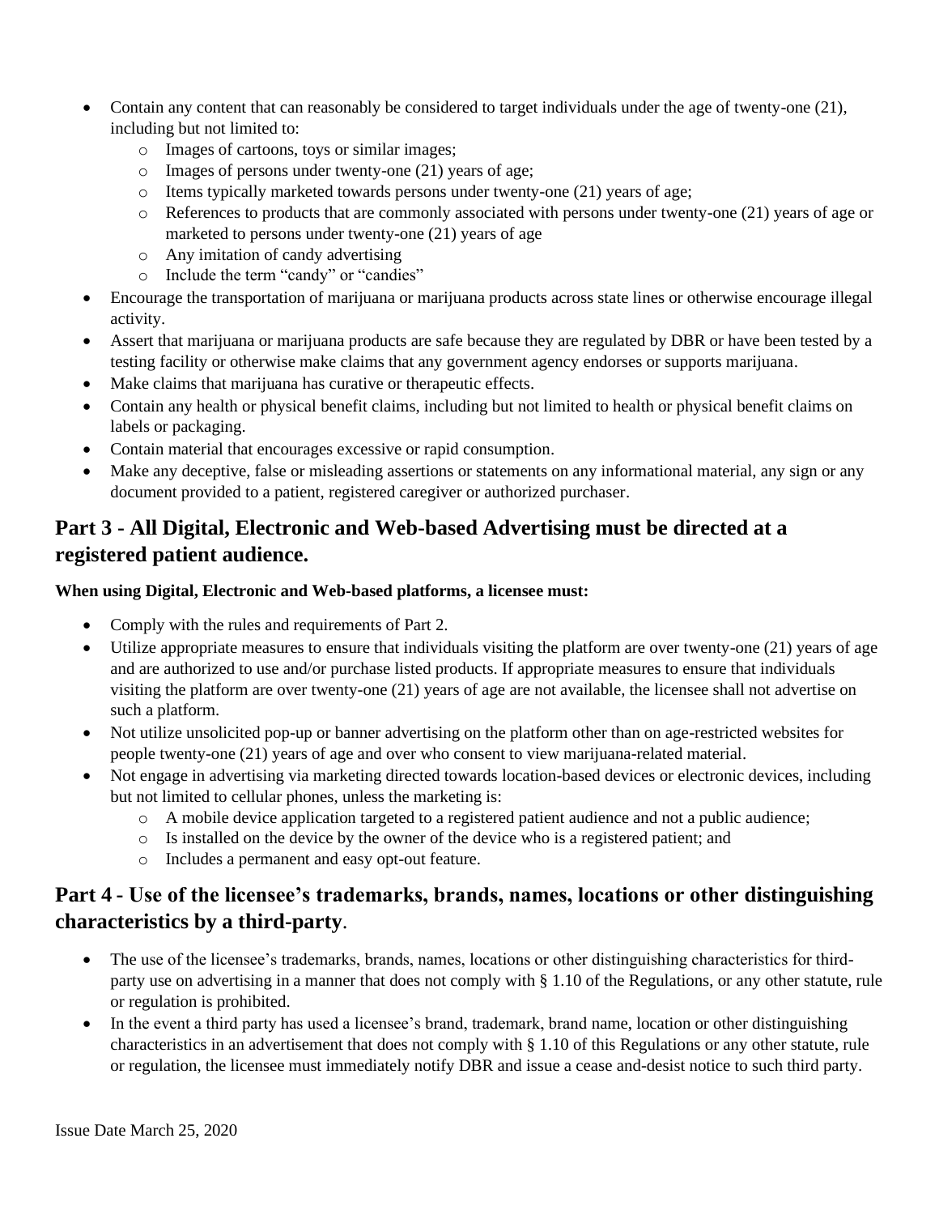- Contain any content that can reasonably be considered to target individuals under the age of twenty-one (21), including but not limited to:
  - Images of cartoons, toys or similar images;
  - Images of persons under twenty-one (21) years of age;
  - Items typically marketed towards persons under twenty-one (21) years of age;
  - References to products that are commonly associated with persons under twenty-one (21) years of age or marketed to persons under twenty-one (21) years of age
  - Any imitation of candy advertising
  - Include the term "candy" or "candies"
- Encourage the transportation of marijuana or marijuana products across state lines or otherwise encourage illegal activity.
- Assert that marijuana or marijuana products are safe because they are regulated by DBR or have been tested by a testing facility or otherwise make claims that any government agency endorses or supports marijuana.
- Make claims that marijuana has curative or therapeutic effects.
- Contain any health or physical benefit claims, including but not limited to health or physical benefit claims on labels or packaging.
- Contain material that encourages excessive or rapid consumption.
- Make any deceptive, false or misleading assertions or statements on any informational material, any sign or any document provided to a patient, registered caregiver or authorized purchaser.

## Part 3 - All Digital, Electronic and Web-based Advertising must be directed at a registered patient audience.

**When using Digital, Electronic and Web-based platforms, a licensee must:**

- Comply with the rules and requirements of Part 2.
- Utilize appropriate measures to ensure that individuals visiting the platform are over twenty-one (21) years of age and are authorized to use and/or purchase listed products. If appropriate measures to ensure that individuals visiting the platform are over twenty-one (21) years of age are not available, the licensee shall not advertise on such a platform.
- Not utilize unsolicited pop-up or banner advertising on the platform other than on age-restricted websites for people twenty-one (21) years of age and over who consent to view marijuana-related material.
- Not engage in advertising via marketing directed towards location-based devices or electronic devices, including but not limited to cellular phones, unless the marketing is:
  - A mobile device application targeted to a registered patient audience and not a public audience;
  - Is installed on the device by the owner of the device who is a registered patient; and
  - Includes a permanent and easy opt-out feature.

## Part 4 - Use of the licensee's trademarks, brands, names, locations or other distinguishing characteristics by a third-party.

- The use of the licensee's trademarks, brands, names, locations or other distinguishing characteristics for third-party use on advertising in a manner that does not comply with § 1.10 of the Regulations, or any other statute, rule or regulation is prohibited.
- In the event a third party has used a licensee's brand, trademark, brand name, location or other distinguishing characteristics in an advertisement that does not comply with § 1.10 of this Regulations or any other statute, rule or regulation, the licensee must immediately notify DBR and issue a cease and-desist notice to such third party.

Issue Date March 25, 2020